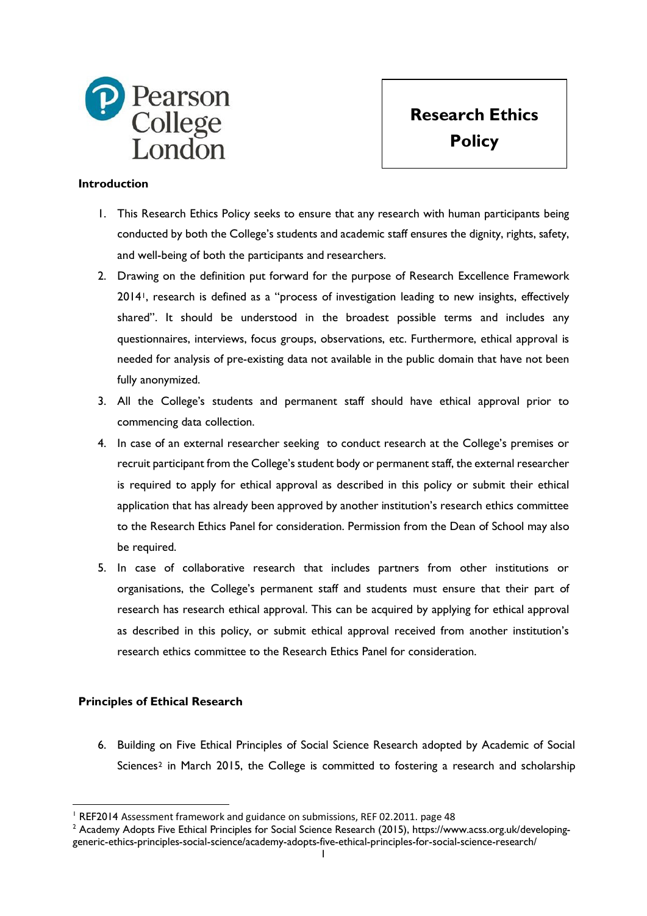Pearson College London

# Research Ethics Policy

## Introduction

1. This Research Ethics Policy seeks to ensure that any research with human participants being conducted by both the College's students and academic staff ensures the dignity, rights, safety, and well-being of both the participants and researchers.
2. Drawing on the definition put forward for the purpose of Research Excellence Framework 2014[1], research is defined as a "process of investigation leading to new insights, effectively shared". It should be understood in the broadest possible terms and includes any questionnaires, interviews, focus groups, observations, etc. Furthermore, ethical approval is needed for analysis of pre-existing data not available in the public domain that have not been fully anonymized.
3. All the College's students and permanent staff should have ethical approval prior to commencing data collection.
4. In case of an external researcher seeking to conduct research at the College's premises or recruit participant from the College's student body or permanent staff, the external researcher is required to apply for ethical approval as described in this policy or submit their ethical application that has already been approved by another institution's research ethics committee to the Research Ethics Panel for consideration. Permission from the Dean of School may also be required.
5. In case of collaborative research that includes partners from other institutions or organisations, the College's permanent staff and students must ensure that their part of research has research ethical approval. This can be acquired by applying for ethical approval as described in this policy, or submit ethical approval received from another institution's research ethics committee to the Research Ethics Panel for consideration.

## Principles of Ethical Research

6. Building on Five Ethical Principles of Social Science Research adopted by Academic of Social Sciences[2] in March 2015, the College is committed to fostering a research and scholarship

---

[1] REF2014 Assessment framework and guidance on submissions, REF 02.2011. page 48

[2] Academy Adopts Five Ethical Principles for Social Science Research (2015), https://www.acss.org.uk/developing-generic-ethics-principles-social-science/academy-adopts-five-ethical-principles-for-social-science-research/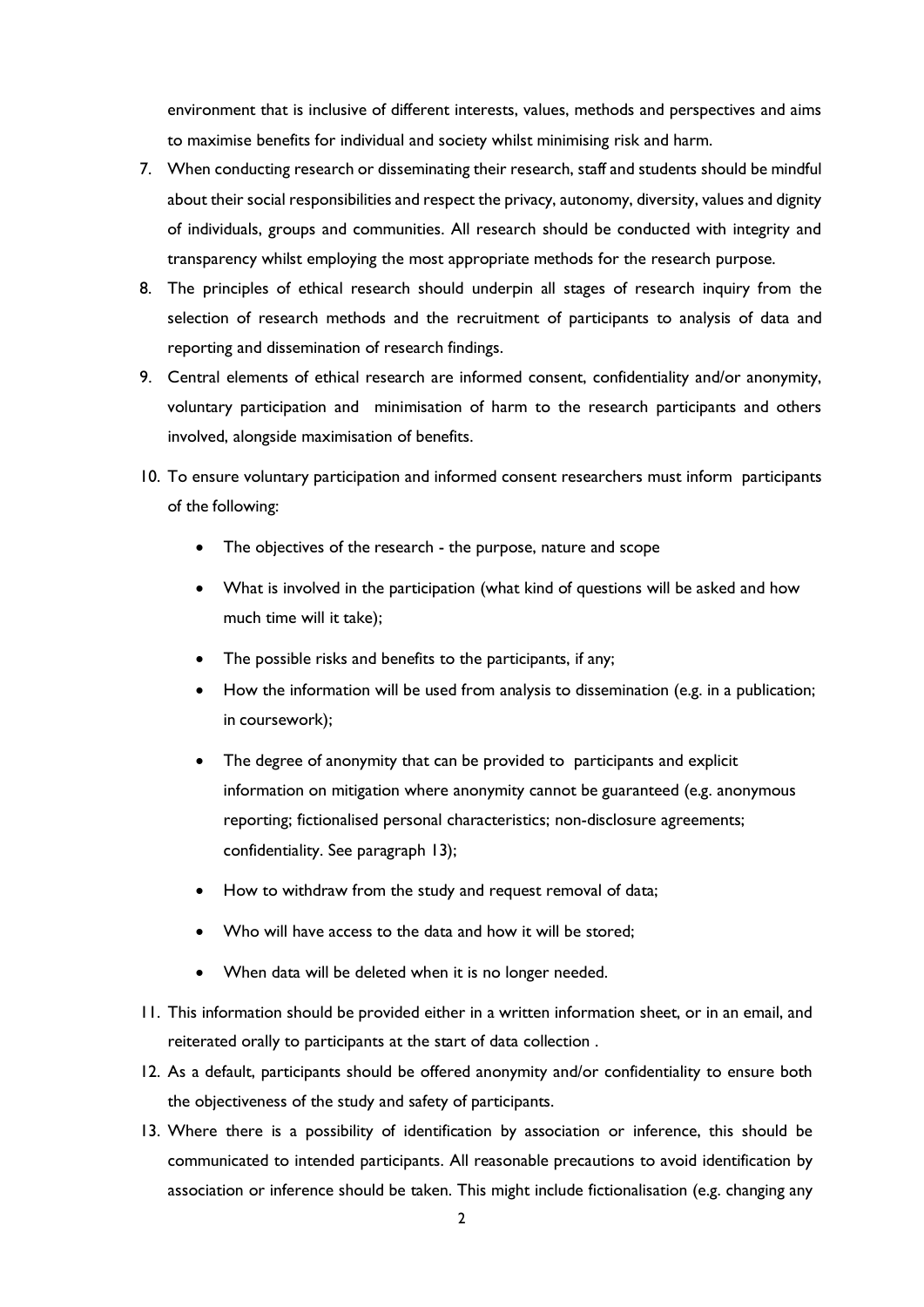environment that is inclusive of different interests, values, methods and perspectives and aims to maximise benefits for individual and society whilst minimising risk and harm.

7. When conducting research or disseminating their research, staff and students should be mindful about their social responsibilities and respect the privacy, autonomy, diversity, values and dignity of individuals, groups and communities. All research should be conducted with integrity and transparency whilst employing the most appropriate methods for the research purpose.
8. The principles of ethical research should underpin all stages of research inquiry from the selection of research methods and the recruitment of participants to analysis of data and reporting and dissemination of research findings.
9. Central elements of ethical research are informed consent, confidentiality and/or anonymity, voluntary participation and minimisation of harm to the research participants and others involved, alongside maximisation of benefits.
10. To ensure voluntary participation and informed consent researchers must inform participants of the following:
    - The objectives of the research - the purpose, nature and scope
    - What is involved in the participation (what kind of questions will be asked and how much time will it take);
    - The possible risks and benefits to the participants, if any;
    - How the information will be used from analysis to dissemination (e.g. in a publication; in coursework);
    - The degree of anonymity that can be provided to participants and explicit information on mitigation where anonymity cannot be guaranteed (e.g. anonymous reporting; fictionalised personal characteristics; non-disclosure agreements; confidentiality. See paragraph 13);
    - How to withdraw from the study and request removal of data;
    - Who will have access to the data and how it will be stored;
    - When data will be deleted when it is no longer needed.
11. This information should be provided either in a written information sheet, or in an email, and reiterated orally to participants at the start of data collection .
12. As a default, participants should be offered anonymity and/or confidentiality to ensure both the objectiveness of the study and safety of participants.
13. Where there is a possibility of identification by association or inference, this should be communicated to intended participants. All reasonable precautions to avoid identification by association or inference should be taken. This might include fictionalisation (e.g. changing any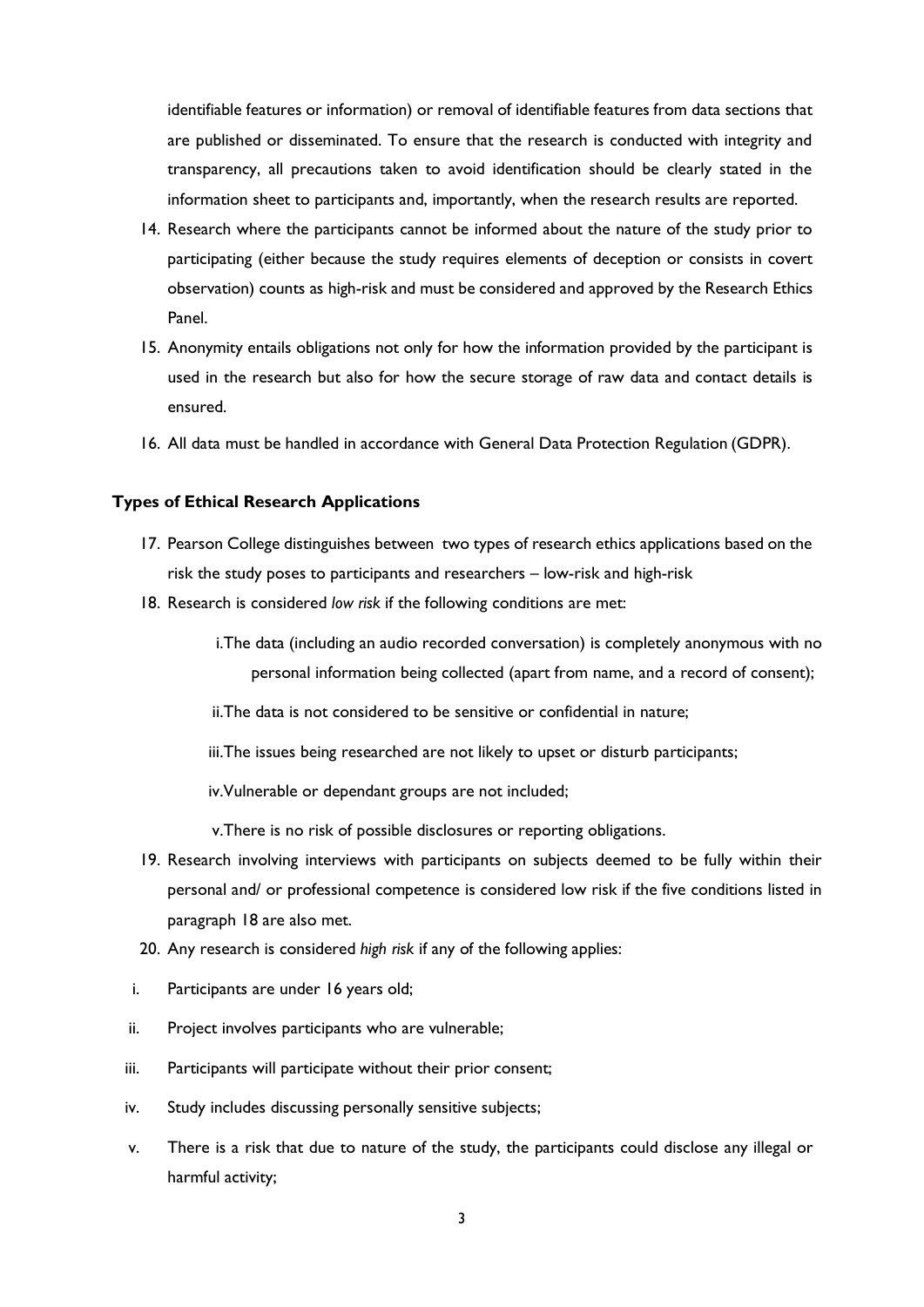identifiable features or information) or removal of identifiable features from data sections that are published or disseminated. To ensure that the research is conducted with integrity and transparency, all precautions taken to avoid identification should be clearly stated in the information sheet to participants and, importantly, when the research results are reported.

14. Research where the participants cannot be informed about the nature of the study prior to participating (either because the study requires elements of deception or consists in covert observation) counts as high-risk and must be considered and approved by the Research Ethics Panel.
15. Anonymity entails obligations not only for how the information provided by the participant is used in the research but also for how the secure storage of raw data and contact details is ensured.
16. All data must be handled in accordance with General Data Protection Regulation (GDPR).

**Types of Ethical Research Applications**

17. Pearson College distinguishes between two types of research ethics applications based on the risk the study poses to participants and researchers – low-risk and high-risk
18. Research is considered *low risk* if the following conditions are met:

    i. The data (including an audio recorded conversation) is completely anonymous with no personal information being collected (apart from name, and a record of consent);

    ii. The data is not considered to be sensitive or confidential in nature;

    iii. The issues being researched are not likely to upset or disturb participants;

    iv. Vulnerable or dependant groups are not included;

    v. There is no risk of possible disclosures or reporting obligations.

19. Research involving interviews with participants on subjects deemed to be fully within their personal and/ or professional competence is considered low risk if the five conditions listed in paragraph 18 are also met.
20. Any research is considered *high risk* if any of the following applies:

i. Participants are under 16 years old;

ii. Project involves participants who are vulnerable;

iii. Participants will participate without their prior consent;

iv. Study includes discussing personally sensitive subjects;

v. There is a risk that due to nature of the study, the participants could disclose any illegal or harmful activity;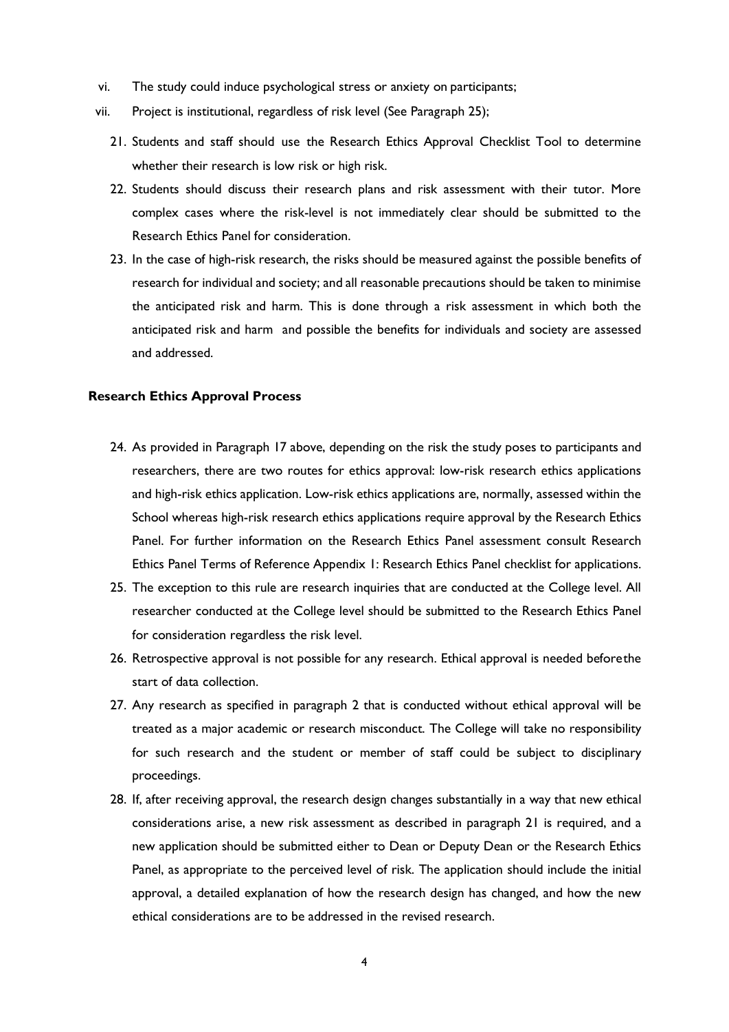vi. The study could induce psychological stress or anxiety on participants;

vii. Project is institutional, regardless of risk level (See Paragraph 25);

21. Students and staff should use the Research Ethics Approval Checklist Tool to determine whether their research is low risk or high risk.
22. Students should discuss their research plans and risk assessment with their tutor. More complex cases where the risk-level is not immediately clear should be submitted to the Research Ethics Panel for consideration.
23. In the case of high-risk research, the risks should be measured against the possible benefits of research for individual and society; and all reasonable precautions should be taken to minimise the anticipated risk and harm. This is done through a risk assessment in which both the anticipated risk and harm and possible the benefits for individuals and society are assessed and addressed.

**Research Ethics Approval Process**

24. As provided in Paragraph 17 above, depending on the risk the study poses to participants and researchers, there are two routes for ethics approval: low-risk research ethics applications and high-risk ethics application. Low-risk ethics applications are, normally, assessed within the School whereas high-risk research ethics applications require approval by the Research Ethics Panel. For further information on the Research Ethics Panel assessment consult Research Ethics Panel Terms of Reference Appendix 1: Research Ethics Panel checklist for applications.
25. The exception to this rule are research inquiries that are conducted at the College level. All researcher conducted at the College level should be submitted to the Research Ethics Panel for consideration regardless the risk level.
26. Retrospective approval is not possible for any research. Ethical approval is needed before the start of data collection.
27. Any research as specified in paragraph 2 that is conducted without ethical approval will be treated as a major academic or research misconduct. The College will take no responsibility for such research and the student or member of staff could be subject to disciplinary proceedings.
28. If, after receiving approval, the research design changes substantially in a way that new ethical considerations arise, a new risk assessment as described in paragraph 21 is required, and a new application should be submitted either to Dean or Deputy Dean or the Research Ethics Panel, as appropriate to the perceived level of risk. The application should include the initial approval, a detailed explanation of how the research design has changed, and how the new ethical considerations are to be addressed in the revised research.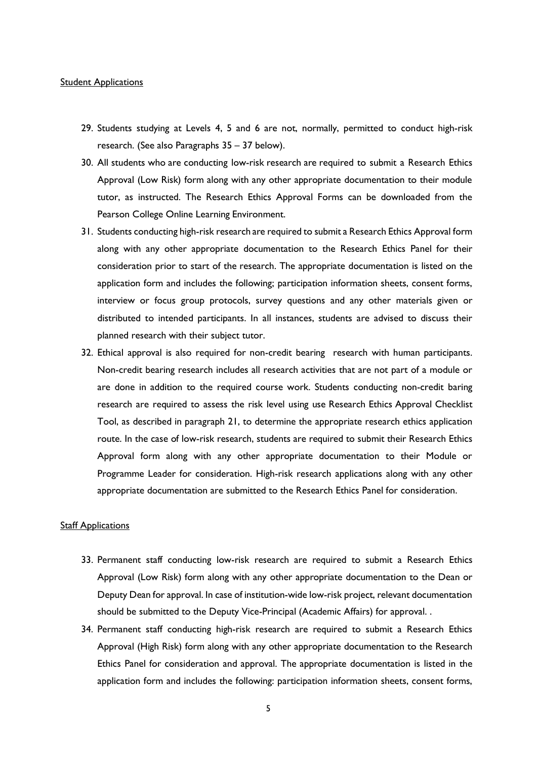Student Applications

29. Students studying at Levels 4, 5 and 6 are not, normally, permitted to conduct high-risk research. (See also Paragraphs 35 – 37 below).
30. All students who are conducting low-risk research are required to submit a Research Ethics Approval (Low Risk) form along with any other appropriate documentation to their module tutor, as instructed. The Research Ethics Approval Forms can be downloaded from the Pearson College Online Learning Environment.
31. Students conducting high-risk research are required to submit a Research Ethics Approval form along with any other appropriate documentation to the Research Ethics Panel for their consideration prior to start of the research. The appropriate documentation is listed on the application form and includes the following; participation information sheets, consent forms, interview or focus group protocols, survey questions and any other materials given or distributed to intended participants. In all instances, students are advised to discuss their planned research with their subject tutor.
32. Ethical approval is also required for non-credit bearing research with human participants. Non-credit bearing research includes all research activities that are not part of a module or are done in addition to the required course work. Students conducting non-credit baring research are required to assess the risk level using use Research Ethics Approval Checklist Tool, as described in paragraph 21, to determine the appropriate research ethics application route. In the case of low-risk research, students are required to submit their Research Ethics Approval form along with any other appropriate documentation to their Module or Programme Leader for consideration. High-risk research applications along with any other appropriate documentation are submitted to the Research Ethics Panel for consideration.

Staff Applications

33. Permanent staff conducting low-risk research are required to submit a Research Ethics Approval (Low Risk) form along with any other appropriate documentation to the Dean or Deputy Dean for approval. In case of institution-wide low-risk project, relevant documentation should be submitted to the Deputy Vice-Principal (Academic Affairs) for approval. .
34. Permanent staff conducting high-risk research are required to submit a Research Ethics Approval (High Risk) form along with any other appropriate documentation to the Research Ethics Panel for consideration and approval. The appropriate documentation is listed in the application form and includes the following: participation information sheets, consent forms,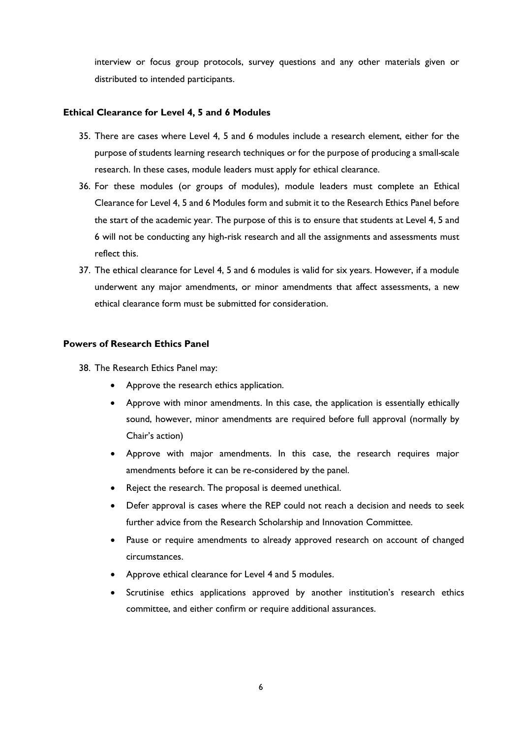interview or focus group protocols, survey questions and any other materials given or distributed to intended participants.

### Ethical Clearance for Level 4, 5 and 6 Modules

35. There are cases where Level 4, 5 and 6 modules include a research element, either for the purpose of students learning research techniques or for the purpose of producing a small-scale research. In these cases, module leaders must apply for ethical clearance.
36. For these modules (or groups of modules), module leaders must complete an Ethical Clearance for Level 4, 5 and 6 Modules form and submit it to the Research Ethics Panel before the start of the academic year. The purpose of this is to ensure that students at Level 4, 5 and 6 will not be conducting any high-risk research and all the assignments and assessments must reflect this.
37. The ethical clearance for Level 4, 5 and 6 modules is valid for six years. However, if a module underwent any major amendments, or minor amendments that affect assessments, a new ethical clearance form must be submitted for consideration.

### Powers of Research Ethics Panel

38. The Research Ethics Panel may:
    - Approve the research ethics application.
    - Approve with minor amendments. In this case, the application is essentially ethically sound, however, minor amendments are required before full approval (normally by Chair's action)
    - Approve with major amendments. In this case, the research requires major amendments before it can be re-considered by the panel.
    - Reject the research. The proposal is deemed unethical.
    - Defer approval is cases where the REP could not reach a decision and needs to seek further advice from the Research Scholarship and Innovation Committee.
    - Pause or require amendments to already approved research on account of changed circumstances.
    - Approve ethical clearance for Level 4 and 5 modules.
    - Scrutinise ethics applications approved by another institution's research ethics committee, and either confirm or require additional assurances.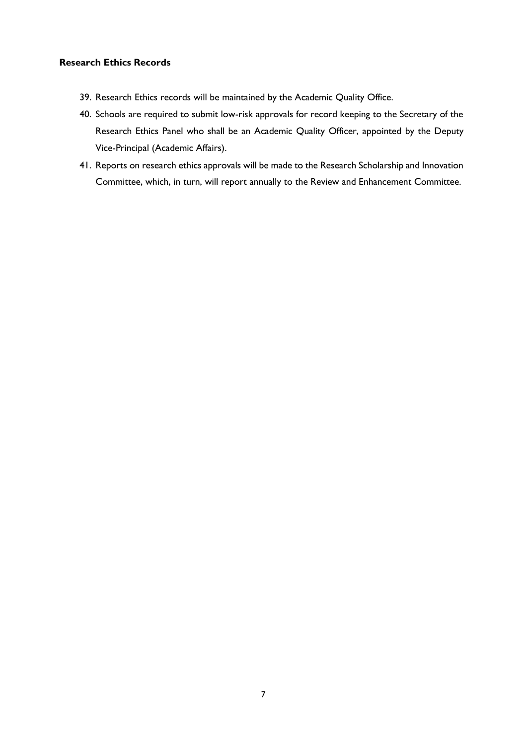### Research Ethics Records

39. Research Ethics records will be maintained by the Academic Quality Office.
40. Schools are required to submit low-risk approvals for record keeping to the Secretary of the Research Ethics Panel who shall be an Academic Quality Officer, appointed by the Deputy Vice-Principal (Academic Affairs).
41. Reports on research ethics approvals will be made to the Research Scholarship and Innovation Committee, which, in turn, will report annually to the Review and Enhancement Committee.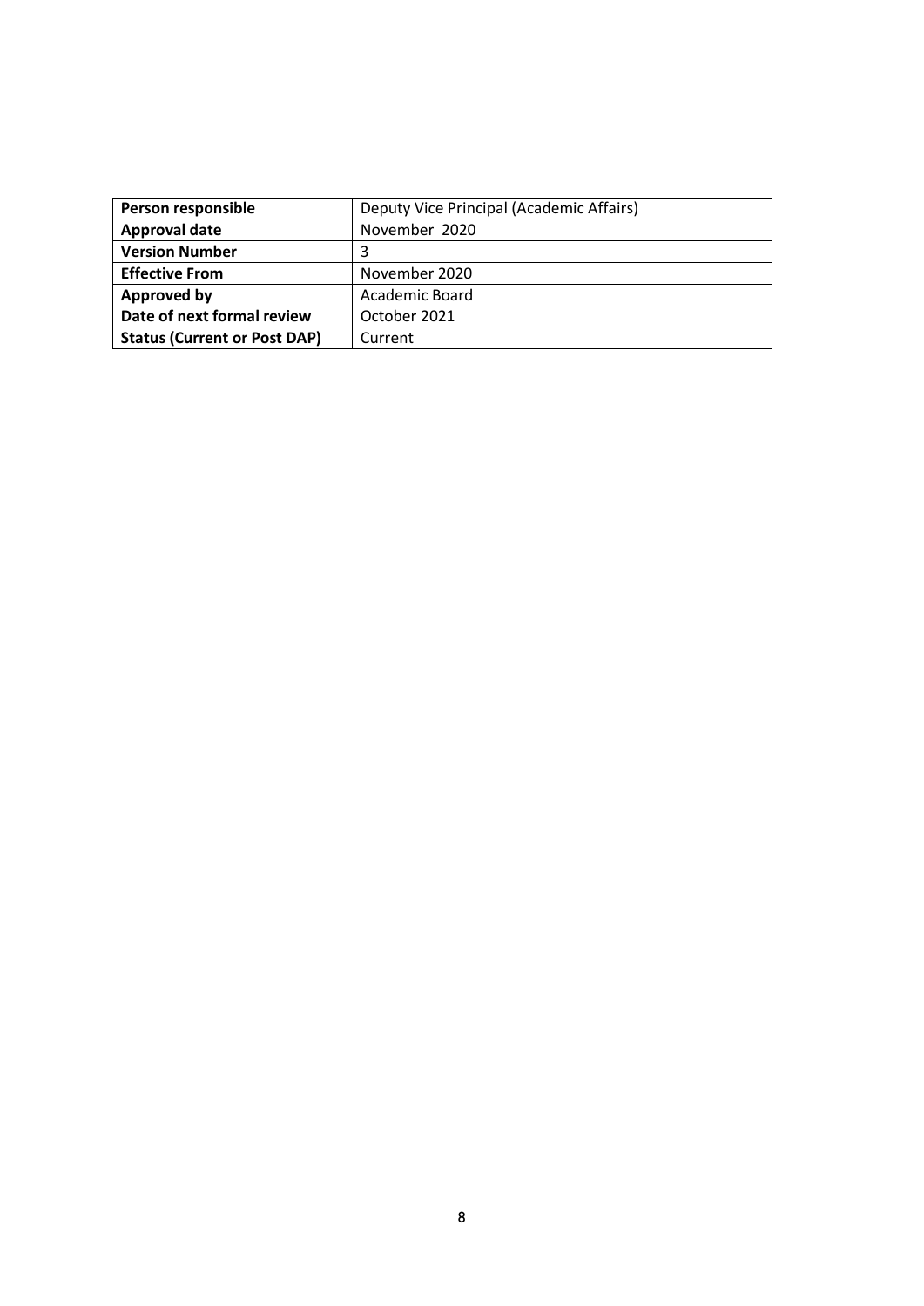| | |
|---|---|
| **Person responsible** | Deputy Vice Principal (Academic Affairs) |
| **Approval date** | November 2020 |
| **Version Number** | 3 |
| **Effective From** | November 2020 |
| **Approved by** | Academic Board |
| **Date of next formal review** | October 2021 |
| **Status (Current or Post DAP)** | Current |